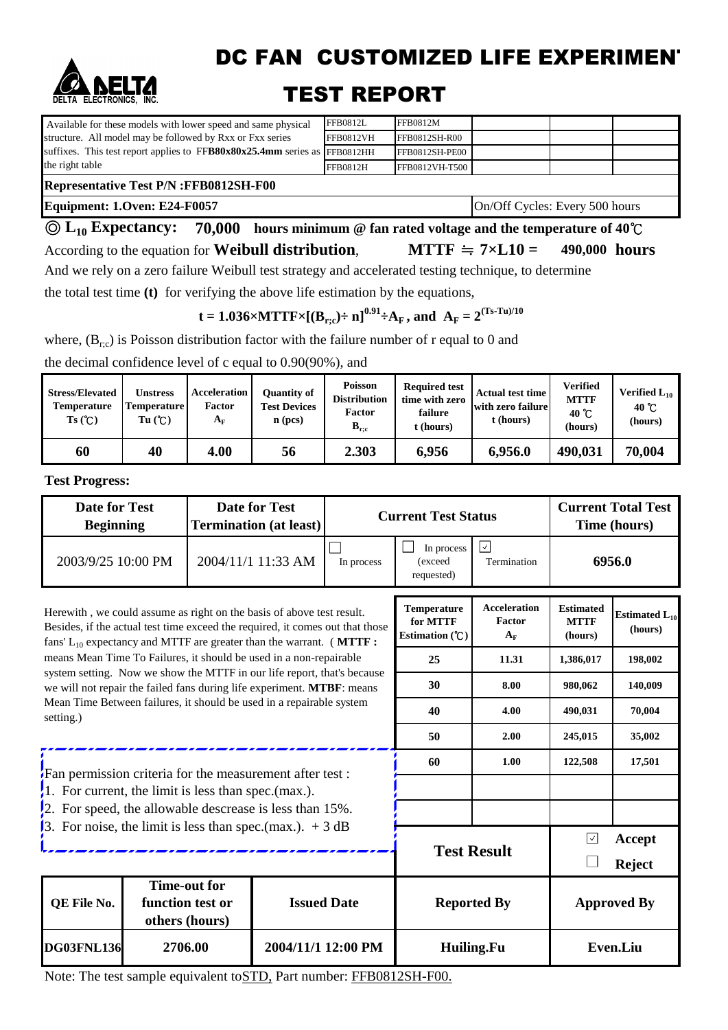# DC FAN CUSTOMIZED LIFE EXPERIMEN'

# TEST REPORT

| Available for these models with lower speed and same physical structure. All model may be followed by Rxx or Fxx series suffixes. This test report applies to FF**B80x80x25.4mm** series as the right table | FFB0812L | FFB0812M | | | |
|---|---|---|---|---|---|
| | FFB0812VH | FFB0812SH-R00 | | | |
| | FFB0812HH | FFB0812SH-PE00 | | | |
| | FFB0812H | FFB0812VH-T500 | | | |

**Representative Test P/N :FFB0812SH-F00**

**Equipment: 1.Oven: E24-F0057** — On/Off Cycles: Every 500 hours

◎ **$L_{10}$ Expectancy: 70,000 hours minimum @ fan rated voltage and the temperature of 40℃**

According to the equation for **Weibull distribution**, **MTTF ≒ 7×L10 = 490,000 hours**

And we rely on a zero failure Weibull test strategy and accelerated testing technique, to determine the total test time **(t)** for verifying the above life estimation by the equations,

$$t = 1.036 \times MTTF \times [(B_{r;c}) \div n]^{0.91} \div A_F \text{, and } A_F = 2^{(Ts-Tu)/10}$$

where, $(B_{r;c})$ is Poisson distribution factor with the failure number of r equal to 0 and the decimal confidence level of c equal to 0.90(90%), and

| Stress/Elevated Temperature Ts (℃) | Unstress Temperature Tu (℃) | Acceleration Factor $A_F$ | Quantity of Test Devices n (pcs) | Poisson Distribution Factor $B_{r;c}$ | Required test time with zero failure t (hours) | Actual test time with zero failure t (hours) | Verified MTTF 40 ℃ (hours) | Verified $L_{10}$ 40 ℃ (hours) |
|---|---|---|---|---|---|---|---|---|
| 60 | 40 | 4.00 | 56 | 2.303 | 6,956 | 6,956.0 | 490,031 | 70,004 |

**Test Progress:**

| Date for Test Beginning | Date for Test Termination (at least) | Current Test Status | | | Current Total Test Time (hours) |
|---|---|---|---|---|---|
| 2003/9/25 10:00 PM | 2004/11/1 11:33 AM | ☐ In process | ☐ In process (exceed requested) | ☑ Termination | 6956.0 |

Herewith , we could assume as right on the basis of above test result. Besides, if the actual test time exceed the required, it comes out that those fans' $L_{10}$ expectancy and MTTF are greater than the warrant. ( **MTTF :** means Mean Time To Failures, it should be used in a non-repairable system setting. Now we show the MTTF in our life report, that's because we will not repair the failed fans during life experiment. **MTBF**: means Mean Time Between failures, it should be used in a repairable system setting.)

| Temperature for MTTF Estimation (℃) | Acceleration Factor $A_F$ | Estimated MTTF (hours) | Estimated $L_{10}$ (hours) |
|---|---|---|---|
| 25 | 11.31 | 1,386,017 | 198,002 |
| 30 | 8.00 | 980,062 | 140,009 |
| 40 | 4.00 | 490,031 | 70,004 |
| 50 | 2.00 | 245,015 | 35,002 |
| 60 | 1.00 | 122,508 | 17,501 |
| | | | |
| | | | |

Fan permission criteria for the measurement after test :
1. For current, the limit is less than spec.(max.).
2. For speed, the allowable descrease is less than 15%.
3. For noise, the limit is less than spec.(max.). + 3 dB

**Test Result**: ☑ **Accept** ☐ **Reject**

| QE File No. | Time-out for function test or others (hours) | Issued Date | Reported By | Approved By |
|---|---|---|---|---|
| DG03FNL136 | 2706.00 | 2004/11/1 12:00 PM | Huiling.Fu | Even.Liu |

Note: The test sample equivalent toSTD, Part number: FFB0812SH-F00.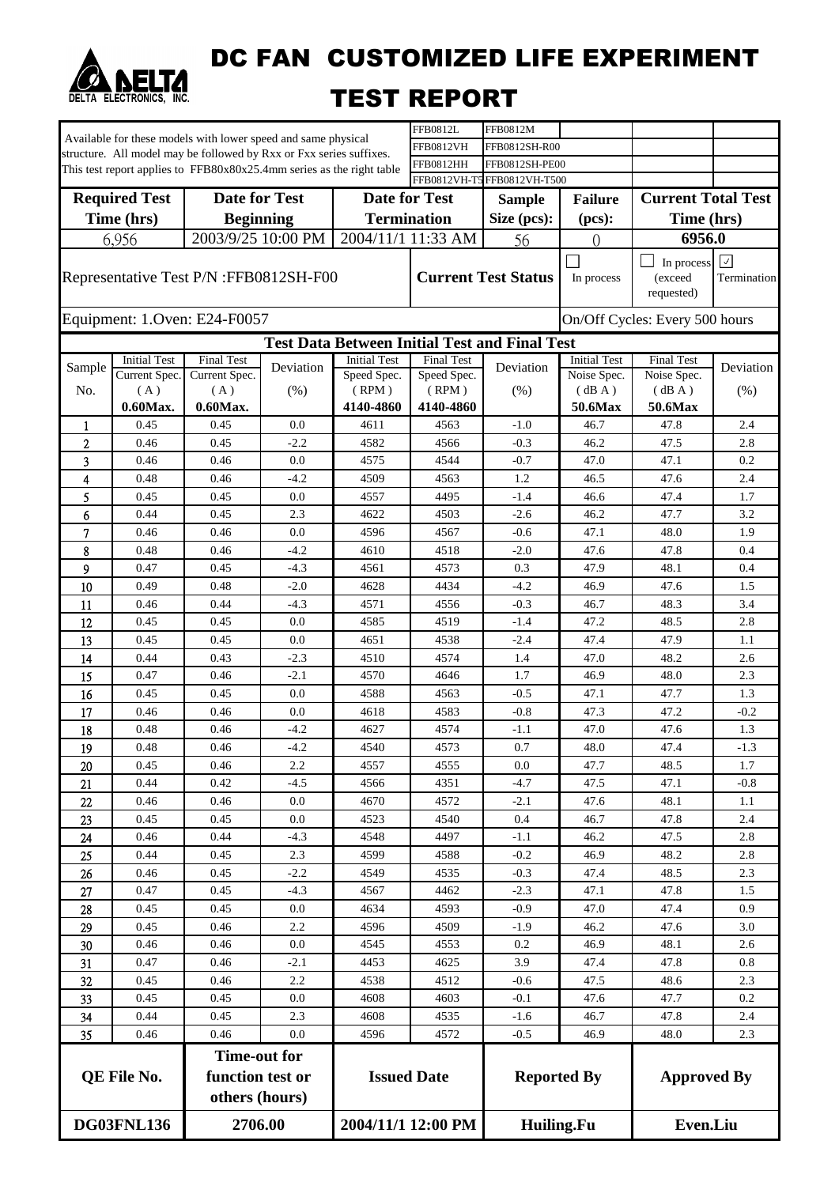# DC FAN CUSTOMIZED LIFE EXPERIMENT TEST REPORT

DELTA ELECTRONICS, INC.

Available for these models with lower speed and same physical structure. All model may be followed by Rxx or Fxx series suffixes. This test report applies to FFB80x80x25.4mm series as the right table

| | | | |
|---|---|---|---|
| FFB0812L | FFB0812M | | |
| FFB0812VH | FFB0812SH-R00 | | |
| FFB0812HH | FFB0812SH-PE00 | | |
| FFB0812VH-T5 | FFB0812VH-T500 | | |

| Required Test Time (hrs) | Date for Test Beginning | Date for Test Termination | Sample Size (pcs): | Failure (pcs): | Current Total Test Time (hrs) |
|---|---|---|---|---|---|
| 6,956 | 2003/9/25 10:00 PM | 2004/11/1 11:33 AM | 56 | 0 | 6956.0 |

Representative Test P/N :FFB0812SH-F00

Current Test Status: ☐ In process ☐ In process (exceed requested) ☑ Termination

Equipment: 1.Oven: E24-F0057

On/Off Cycles: Every 500 hours

**Test Data Between Initial Test and Final Test**

| Sample No. | Initial Test Current Spec. (A) 0.60Max. | Final Test Current Spec. (A) 0.60Max. | Deviation (%) | Initial Test Speed Spec. (RPM) 4140-4860 | Final Test Speed Spec. (RPM) 4140-4860 | Deviation (%) | Initial Test Noise Spec. (dB A) 50.6Max | Final Test Noise Spec. (dB A) 50.6Max | Deviation (%) |
|---|---|---|---|---|---|---|---|---|---|
| 1 | 0.45 | 0.45 | 0.0 | 4611 | 4563 | -1.0 | 46.7 | 47.8 | 2.4 |
| 2 | 0.46 | 0.45 | -2.2 | 4582 | 4566 | -0.3 | 46.2 | 47.5 | 2.8 |
| 3 | 0.46 | 0.46 | 0.0 | 4575 | 4544 | -0.7 | 47.0 | 47.1 | 0.2 |
| 4 | 0.48 | 0.46 | -4.2 | 4509 | 4563 | 1.2 | 46.5 | 47.6 | 2.4 |
| 5 | 0.45 | 0.45 | 0.0 | 4557 | 4495 | -1.4 | 46.6 | 47.4 | 1.7 |
| 6 | 0.44 | 0.45 | 2.3 | 4622 | 4503 | -2.6 | 46.2 | 47.7 | 3.2 |
| 7 | 0.46 | 0.46 | 0.0 | 4596 | 4567 | -0.6 | 47.1 | 48.0 | 1.9 |
| 8 | 0.48 | 0.46 | -4.2 | 4610 | 4518 | -2.0 | 47.6 | 47.8 | 0.4 |
| 9 | 0.47 | 0.45 | -4.3 | 4561 | 4573 | 0.3 | 47.9 | 48.1 | 0.4 |
| 10 | 0.49 | 0.48 | -2.0 | 4628 | 4434 | -4.2 | 46.9 | 47.6 | 1.5 |
| 11 | 0.46 | 0.44 | -4.3 | 4571 | 4556 | -0.3 | 46.7 | 48.3 | 3.4 |
| 12 | 0.45 | 0.45 | 0.0 | 4585 | 4519 | -1.4 | 47.2 | 48.5 | 2.8 |
| 13 | 0.45 | 0.45 | 0.0 | 4651 | 4538 | -2.4 | 47.4 | 47.9 | 1.1 |
| 14 | 0.44 | 0.43 | -2.3 | 4510 | 4574 | 1.4 | 47.0 | 48.2 | 2.6 |
| 15 | 0.47 | 0.46 | -2.1 | 4570 | 4646 | 1.7 | 46.9 | 48.0 | 2.3 |
| 16 | 0.45 | 0.45 | 0.0 | 4588 | 4563 | -0.5 | 47.1 | 47.7 | 1.3 |
| 17 | 0.46 | 0.46 | 0.0 | 4618 | 4583 | -0.8 | 47.3 | 47.2 | -0.2 |
| 18 | 0.48 | 0.46 | -4.2 | 4627 | 4574 | -1.1 | 47.0 | 47.6 | 1.3 |
| 19 | 0.48 | 0.46 | -4.2 | 4540 | 4573 | 0.7 | 48.0 | 47.4 | -1.3 |
| 20 | 0.45 | 0.46 | 2.2 | 4557 | 4555 | 0.0 | 47.7 | 48.5 | 1.7 |
| 21 | 0.44 | 0.42 | -4.5 | 4566 | 4351 | -4.7 | 47.5 | 47.1 | -0.8 |
| 22 | 0.46 | 0.46 | 0.0 | 4670 | 4572 | -2.1 | 47.6 | 48.1 | 1.1 |
| 23 | 0.45 | 0.45 | 0.0 | 4523 | 4540 | 0.4 | 46.7 | 47.8 | 2.4 |
| 24 | 0.46 | 0.44 | -4.3 | 4548 | 4497 | -1.1 | 46.2 | 47.5 | 2.8 |
| 25 | 0.44 | 0.45 | 2.3 | 4599 | 4588 | -0.2 | 46.9 | 48.2 | 2.8 |
| 26 | 0.46 | 0.45 | -2.2 | 4549 | 4535 | -0.3 | 47.4 | 48.5 | 2.3 |
| 27 | 0.47 | 0.45 | -4.3 | 4567 | 4462 | -2.3 | 47.1 | 47.8 | 1.5 |
| 28 | 0.45 | 0.45 | 0.0 | 4634 | 4593 | -0.9 | 47.0 | 47.4 | 0.9 |
| 29 | 0.45 | 0.46 | 2.2 | 4596 | 4509 | -1.9 | 46.2 | 47.6 | 3.0 |
| 30 | 0.46 | 0.46 | 0.0 | 4545 | 4553 | 0.2 | 46.9 | 48.1 | 2.6 |
| 31 | 0.47 | 0.46 | -2.1 | 4453 | 4625 | 3.9 | 47.4 | 47.8 | 0.8 |
| 32 | 0.45 | 0.46 | 2.2 | 4538 | 4512 | -0.6 | 47.5 | 48.6 | 2.3 |
| 33 | 0.45 | 0.45 | 0.0 | 4608 | 4603 | -0.1 | 47.6 | 47.7 | 0.2 |
| 34 | 0.44 | 0.45 | 2.3 | 4608 | 4535 | -1.6 | 46.7 | 47.8 | 2.4 |
| 35 | 0.46 | 0.46 | 0.0 | 4596 | 4572 | -0.5 | 46.9 | 48.0 | 2.3 |

| QE File No. | Time-out for function test or others (hours) | Issued Date | Reported By | Approved By |
|---|---|---|---|---|
| DG03FNL136 | 2706.00 | 2004/11/1 12:00 PM | Huiling.Fu | Even.Liu |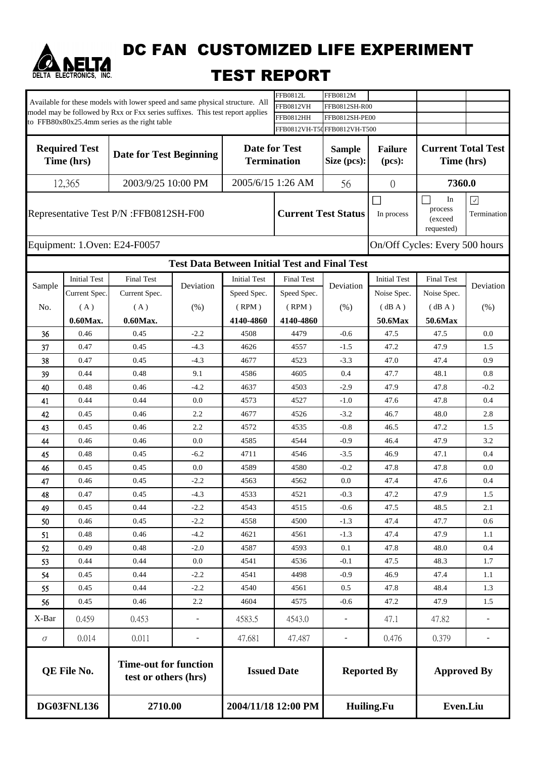# DC FAN CUSTOMIZED LIFE EXPERIMENT TEST REPORT

DELTA ELECTRONICS, INC.

| Available for these models with lower speed and same physical structure. All model may be followed by Rxx or Fxx series suffixes. This test report applies to FFB80x80x25.4mm series as the right table | | | |
|---|---|---|---|
| FFB0812L | FFB0812M | | |
| FFB0812VH | FFB0812SH-R00 | | |
| FFB0812HH | FFB0812SH-PE00 | | |
| FFB0812VH-T50 | FFB0812VH-T500 | | |

| Required Test Time (hrs) | Date for Test Beginning | Date for Test Termination | Sample Size (pcs): | Failure (pcs): | Current Total Test Time (hrs) |
|---|---|---|---|---|---|
| 12,365 | 2003/9/25 10:00 PM | 2005/6/15 1:26 AM | 56 | 0 | 7360.0 |

Representative Test P/N :FFB0812SH-F00

Current Test Status: ☐ In process ☐ In process (exceed requested) ☑ Termination

Equipment: 1.Oven: E24-F0057

On/Off Cycles: Every 500 hours

## Test Data Between Initial Test and Final Test

| Sample No. | Initial Test Current Spec. (A) 0.60Max. | Final Test Current Spec. (A) 0.60Max. | Deviation (%) | Initial Test Speed Spec. (RPM) 4140-4860 | Final Test Speed Spec. (RPM) 4140-4860 | Deviation (%) | Initial Test Noise Spec. (dB A) 50.6Max | Final Test Noise Spec. (dB A) 50.6Max | Deviation (%) |
|---|---|---|---|---|---|---|---|---|---|
| 36 | 0.46 | 0.45 | -2.2 | 4508 | 4479 | -0.6 | 47.5 | 47.5 | 0.0 |
| 37 | 0.47 | 0.45 | -4.3 | 4626 | 4557 | -1.5 | 47.2 | 47.9 | 1.5 |
| 38 | 0.47 | 0.45 | -4.3 | 4677 | 4523 | -3.3 | 47.0 | 47.4 | 0.9 |
| 39 | 0.44 | 0.48 | 9.1 | 4586 | 4605 | 0.4 | 47.7 | 48.1 | 0.8 |
| 40 | 0.48 | 0.46 | -4.2 | 4637 | 4503 | -2.9 | 47.9 | 47.8 | -0.2 |
| 41 | 0.44 | 0.44 | 0.0 | 4573 | 4527 | -1.0 | 47.6 | 47.8 | 0.4 |
| 42 | 0.45 | 0.46 | 2.2 | 4677 | 4526 | -3.2 | 46.7 | 48.0 | 2.8 |
| 43 | 0.45 | 0.46 | 2.2 | 4572 | 4535 | -0.8 | 46.5 | 47.2 | 1.5 |
| 44 | 0.46 | 0.46 | 0.0 | 4585 | 4544 | -0.9 | 46.4 | 47.9 | 3.2 |
| 45 | 0.48 | 0.45 | -6.2 | 4711 | 4546 | -3.5 | 46.9 | 47.1 | 0.4 |
| 46 | 0.45 | 0.45 | 0.0 | 4589 | 4580 | -0.2 | 47.8 | 47.8 | 0.0 |
| 47 | 0.46 | 0.45 | -2.2 | 4563 | 4562 | 0.0 | 47.4 | 47.6 | 0.4 |
| 48 | 0.47 | 0.45 | -4.3 | 4533 | 4521 | -0.3 | 47.2 | 47.9 | 1.5 |
| 49 | 0.45 | 0.44 | -2.2 | 4543 | 4515 | -0.6 | 47.5 | 48.5 | 2.1 |
| 50 | 0.46 | 0.45 | -2.2 | 4558 | 4500 | -1.3 | 47.4 | 47.7 | 0.6 |
| 51 | 0.48 | 0.46 | -4.2 | 4621 | 4561 | -1.3 | 47.4 | 47.9 | 1.1 |
| 52 | 0.49 | 0.48 | -2.0 | 4587 | 4593 | 0.1 | 47.8 | 48.0 | 0.4 |
| 53 | 0.44 | 0.44 | 0.0 | 4541 | 4536 | -0.1 | 47.5 | 48.3 | 1.7 |
| 54 | 0.45 | 0.44 | -2.2 | 4541 | 4498 | -0.9 | 46.9 | 47.4 | 1.1 |
| 55 | 0.45 | 0.44 | -2.2 | 4540 | 4561 | 0.5 | 47.8 | 48.4 | 1.3 |
| 56 | 0.45 | 0.46 | 2.2 | 4604 | 4575 | -0.6 | 47.2 | 47.9 | 1.5 |
| X-Bar | 0.459 | 0.453 | - | 4583.5 | 4543.0 | - | 47.1 | 47.82 | - |
| σ | 0.014 | 0.011 | - | 47.681 | 47.487 | - | 0.476 | 0.379 | - |

| QE File No. | Time-out for function test or others (hrs) | Issued Date | Reported By | Approved By |
|---|---|---|---|---|
| DG03FNL136 | 2710.00 | 2004/11/18 12:00 PM | Huiling.Fu | Even.Liu |